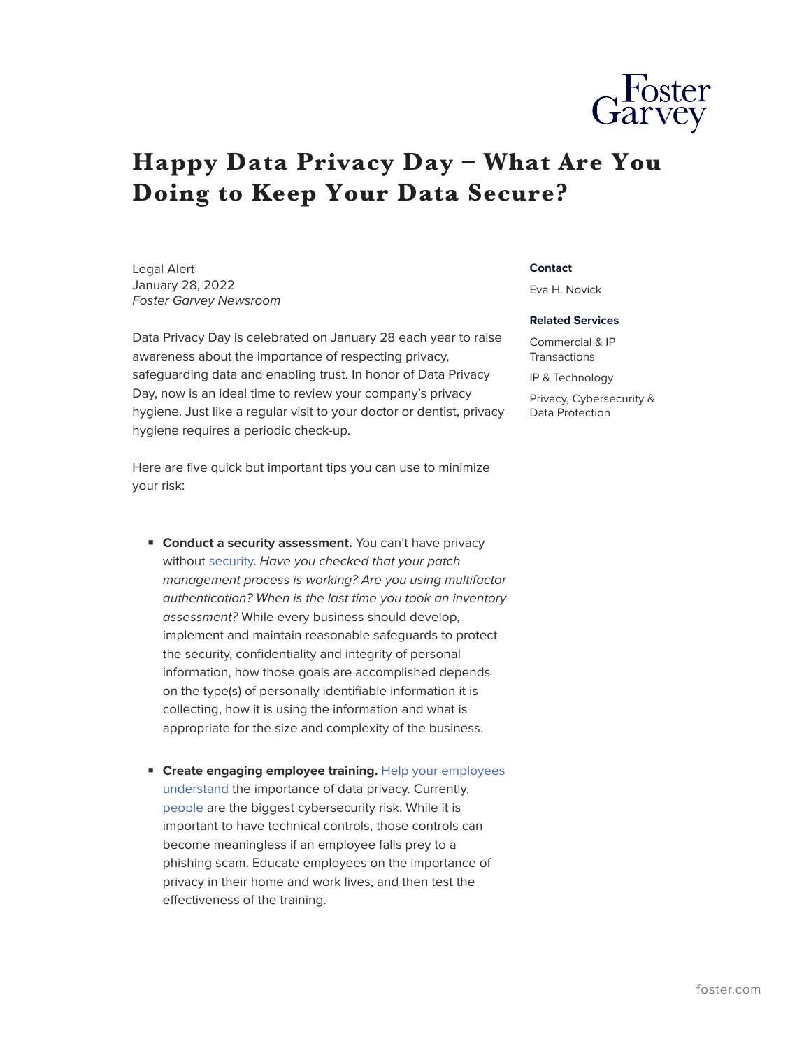# Happy Data Privacy Day – What Are You Doing to Keep Your Data Secure?

Legal Alert
January 28, 2022
*Foster Garvey Newsroom*

**Contact**

Eva H. Novick

**Related Services**

Commercial & IP Transactions

IP & Technology

Privacy, Cybersecurity & Data Protection

Data Privacy Day is celebrated on January 28 each year to raise awareness about the importance of respecting privacy, safeguarding data and enabling trust. In honor of Data Privacy Day, now is an ideal time to review your company's privacy hygiene. Just like a regular visit to your doctor or dentist, privacy hygiene requires a periodic check-up.

Here are five quick but important tips you can use to minimize your risk:

- **Conduct a security assessment.** You can't have privacy without security. *Have you checked that your patch management process is working? Are you using multifactor authentication? When is the last time you took an inventory assessment?* While every business should develop, implement and maintain reasonable safeguards to protect the security, confidentiality and integrity of personal information, how those goals are accomplished depends on the type(s) of personally identifiable information it is collecting, how it is using the information and what is appropriate for the size and complexity of the business.

- **Create engaging employee training.** Help your employees understand the importance of data privacy. Currently, people are the biggest cybersecurity risk. While it is important to have technical controls, those controls can become meaningless if an employee falls prey to a phishing scam. Educate employees on the importance of privacy in their home and work lives, and then test the effectiveness of the training.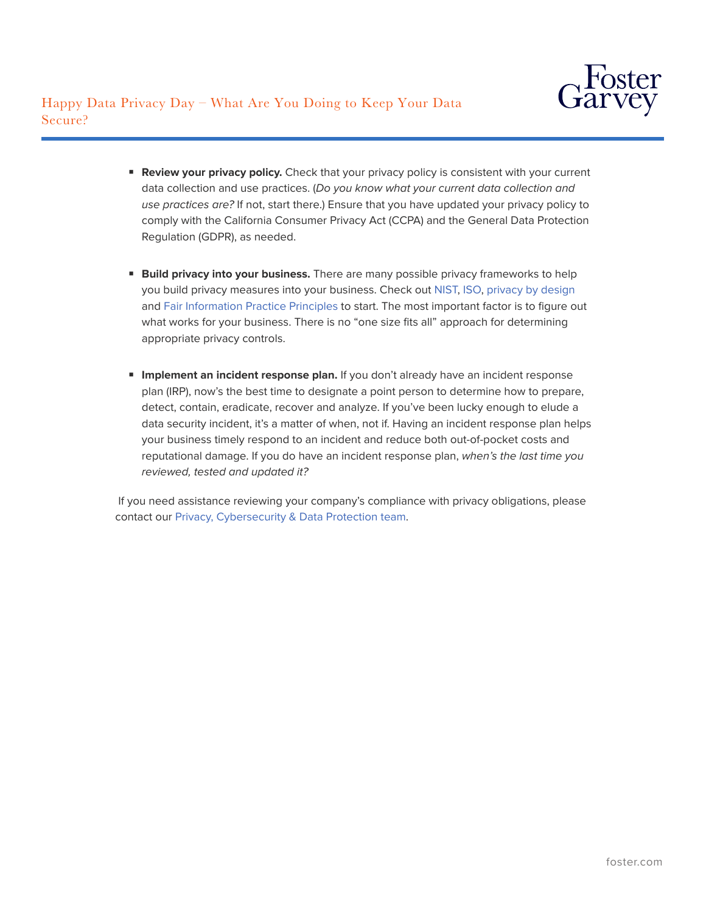- **Review your privacy policy.** Check that your privacy policy is consistent with your current data collection and use practices. (*Do you know what your current data collection and use practices are?* If not, start there.) Ensure that you have updated your privacy policy to comply with the California Consumer Privacy Act (CCPA) and the General Data Protection Regulation (GDPR), as needed.

- **Build privacy into your business.** There are many possible privacy frameworks to help you build privacy measures into your business. Check out NIST, ISO, privacy by design and Fair Information Practice Principles to start. The most important factor is to figure out what works for your business. There is no "one size fits all" approach for determining appropriate privacy controls.

- **Implement an incident response plan.** If you don't already have an incident response plan (IRP), now's the best time to designate a point person to determine how to prepare, detect, contain, eradicate, recover and analyze. If you've been lucky enough to elude a data security incident, it's a matter of when, not if. Having an incident response plan helps your business timely respond to an incident and reduce both out-of-pocket costs and reputational damage. If you do have an incident response plan, *when's the last time you reviewed, tested and updated it?*

If you need assistance reviewing your company's compliance with privacy obligations, please contact our Privacy, Cybersecurity & Data Protection team.